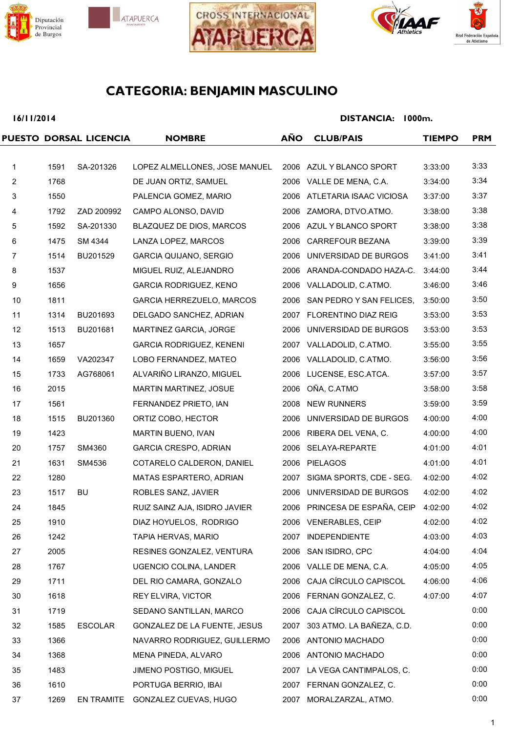# CATEGORIA: BENJAMIN MASCULINO

**16/11/2014** **DISTANCIA: 1000m.**

| PUESTO | DORSAL | LICENCIA | NOMBRE | AÑO | CLUB/PAIS | TIEMPO | PRM |
|---|---|---|---|---|---|---|---|
| 1 | 1591 | SA-201326 | LOPEZ ALMELLONES, JOSE MANUEL | 2006 | AZUL Y BLANCO SPORT | 3:33:00 | 3:33 |
| 2 | 1768 | | DE JUAN ORTIZ, SAMUEL | 2006 | VALLE DE MENA, C.A. | 3:34:00 | 3:34 |
| 3 | 1550 | | PALENCIA GOMEZ, MARIO | 2006 | ATLETARIA ISAAC VICIOSA | 3:37:00 | 3:37 |
| 4 | 1792 | ZAD 200992 | CAMPO ALONSO, DAVID | 2006 | ZAMORA, DTVO.ATMO. | 3:38:00 | 3:38 |
| 5 | 1592 | SA-201330 | BLAZQUEZ DE DIOS, MARCOS | 2006 | AZUL Y BLANCO SPORT | 3:38:00 | 3:38 |
| 6 | 1475 | SM 4344 | LANZA LOPEZ, MARCOS | 2006 | CARREFOUR BEZANA | 3:39:00 | 3:39 |
| 7 | 1514 | BU201529 | GARCIA QUIJANO, SERGIO | 2006 | UNIVERSIDAD DE BURGOS | 3:41:00 | 3:41 |
| 8 | 1537 | | MIGUEL RUIZ, ALEJANDRO | 2006 | ARANDA-CONDADO HAZA-C. | 3:44:00 | 3:44 |
| 9 | 1656 | | GARCIA RODRIGUEZ, KENO | 2006 | VALLADOLID, C.ATMO. | 3:46:00 | 3:46 |
| 10 | 1811 | | GARCIA HERREZUELO, MARCOS | 2006 | SAN PEDRO Y SAN FELICES, | 3:50:00 | 3:50 |
| 11 | 1314 | BU201693 | DELGADO SANCHEZ, ADRIAN | 2007 | FLORENTINO DIAZ REIG | 3:53:00 | 3:53 |
| 12 | 1513 | BU201681 | MARTINEZ GARCIA, JORGE | 2006 | UNIVERSIDAD DE BURGOS | 3:53:00 | 3:53 |
| 13 | 1657 | | GARCIA RODRIGUEZ, KENENI | 2007 | VALLADOLID, C.ATMO. | 3:55:00 | 3:55 |
| 14 | 1659 | VA202347 | LOBO FERNANDEZ, MATEO | 2006 | VALLADOLID, C.ATMO. | 3:56:00 | 3:56 |
| 15 | 1733 | AG768061 | ALVARIÑO LIRANZO, MIGUEL | 2006 | LUCENSE, ESC.ATCA. | 3:57:00 | 3:57 |
| 16 | 2015 | | MARTIN MARTINEZ, JOSUE | 2006 | OÑA, C.ATMO | 3:58:00 | 3:58 |
| 17 | 1561 | | FERNANDEZ PRIETO, IAN | 2008 | NEW RUNNERS | 3:59:00 | 3:59 |
| 18 | 1515 | BU201360 | ORTIZ COBO, HECTOR | 2006 | UNIVERSIDAD DE BURGOS | 4:00:00 | 4:00 |
| 19 | 1423 | | MARTIN BUENO, IVAN | 2006 | RIBERA DEL VENA, C. | 4:00:00 | 4:00 |
| 20 | 1757 | SM4360 | GARCIA CRESPO, ADRIAN | 2006 | SELAYA-REPARTE | 4:01:00 | 4:01 |
| 21 | 1631 | SM4536 | COTARELO CALDERON, DANIEL | 2006 | PIELAGOS | 4:01:00 | 4:01 |
| 22 | 1280 | | MATAS ESPARTERO, ADRIAN | 2007 | SIGMA SPORTS, CDE - SEG. | 4:02:00 | 4:02 |
| 23 | 1517 | BU | ROBLES SANZ, JAVIER | 2006 | UNIVERSIDAD DE BURGOS | 4:02:00 | 4:02 |
| 24 | 1845 | | RUIZ SAINZ AJA, ISIDRO JAVIER | 2006 | PRINCESA DE ESPAÑA, CEIP | 4:02:00 | 4:02 |
| 25 | 1910 | | DIAZ HOYUELOS, RODRIGO | 2006 | VENERABLES, CEIP | 4:02:00 | 4:02 |
| 26 | 1242 | | TAPIA HERVAS, MARIO | 2007 | INDEPENDIENTE | 4:03:00 | 4:03 |
| 27 | 2005 | | RESINES GONZALEZ, VENTURA | 2006 | SAN ISIDRO, CPC | 4:04:00 | 4:04 |
| 28 | 1767 | | UGENCIO COLINA, LANDER | 2006 | VALLE DE MENA, C.A. | 4:05:00 | 4:05 |
| 29 | 1711 | | DEL RIO CAMARA, GONZALO | 2006 | CAJA CÍRCULO CAPISCOL | 4:06:00 | 4:06 |
| 30 | 1618 | | REY ELVIRA, VICTOR | 2006 | FERNAN GONZALEZ, C. | 4:07:00 | 4:07 |
| 31 | 1719 | | SEDANO SANTILLAN, MARCO | 2006 | CAJA CÍRCULO CAPISCOL | | 0:00 |
| 32 | 1585 | ESCOLAR | GONZALEZ DE LA FUENTE, JESUS | 2007 | 303 ATMO. LA BAÑEZA, C.D. | | 0:00 |
| 33 | 1366 | | NAVARRO RODRIGUEZ, GUILLERMO | 2006 | ANTONIO MACHADO | | 0:00 |
| 34 | 1368 | | MENA PINEDA, ALVARO | 2006 | ANTONIO MACHADO | | 0:00 |
| 35 | 1483 | | JIMENO POSTIGO, MIGUEL | 2007 | LA VEGA CANTIMPALOS, C. | | 0:00 |
| 36 | 1610 | | PORTUGA BERRIO, IBAI | 2007 | FERNAN GONZALEZ, C. | | 0:00 |
| 37 | 1269 | EN TRAMITE | GONZALEZ CUEVAS, HUGO | 2007 | MORALZARZAL, ATMO. | | 0:00 |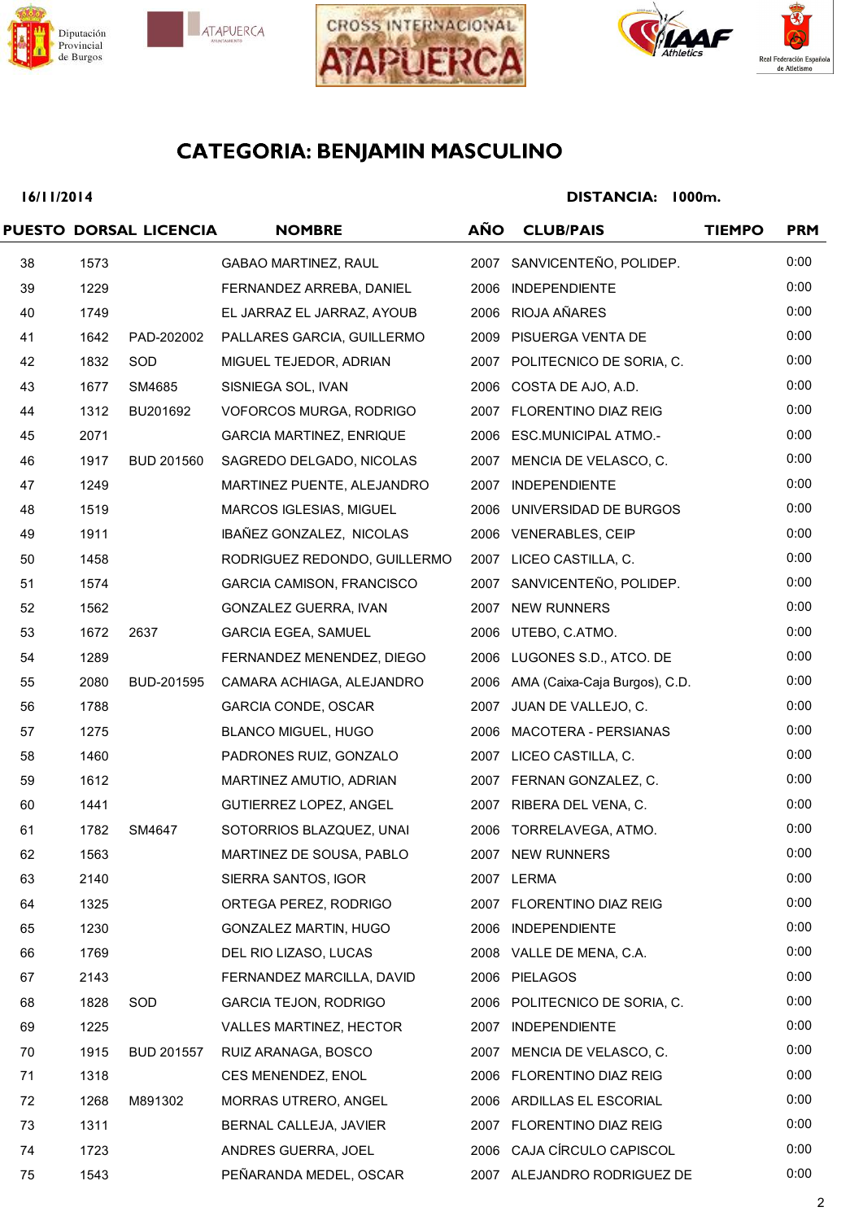## CATEGORIA: BENJAMIN MASCULINO

**16/11/2014** **DISTANCIA: 1000m.**

| PUESTO | DORSAL | LICENCIA | NOMBRE | AÑO | CLUB/PAIS | TIEMPO | PRM |
|---|---|---|---|---|---|---|---|
| 38 | 1573 | | GABAO MARTINEZ, RAUL | 2007 | SANVICENTEÑO, POLIDEP. | | 0:00 |
| 39 | 1229 | | FERNANDEZ ARREBA, DANIEL | 2006 | INDEPENDIENTE | | 0:00 |
| 40 | 1749 | | EL JARRAZ EL JARRAZ, AYOUB | 2006 | RIOJA AÑARES | | 0:00 |
| 41 | 1642 | PAD-202002 | PALLARES GARCIA, GUILLERMO | 2009 | PISUERGA VENTA DE | | 0:00 |
| 42 | 1832 | SOD | MIGUEL TEJEDOR, ADRIAN | 2007 | POLITECNICO DE SORIA, C. | | 0:00 |
| 43 | 1677 | SM4685 | SISNIEGA SOL, IVAN | 2006 | COSTA DE AJO, A.D. | | 0:00 |
| 44 | 1312 | BU201692 | VOFORCOS MURGA, RODRIGO | 2007 | FLORENTINO DIAZ REIG | | 0:00 |
| 45 | 2071 | | GARCIA MARTINEZ, ENRIQUE | 2006 | ESC.MUNICIPAL ATMO.- | | 0:00 |
| 46 | 1917 | BUD 201560 | SAGREDO DELGADO, NICOLAS | 2007 | MENCIA DE VELASCO, C. | | 0:00 |
| 47 | 1249 | | MARTINEZ PUENTE, ALEJANDRO | 2007 | INDEPENDIENTE | | 0:00 |
| 48 | 1519 | | MARCOS IGLESIAS, MIGUEL | 2006 | UNIVERSIDAD DE BURGOS | | 0:00 |
| 49 | 1911 | | IBAÑEZ GONZALEZ, NICOLAS | 2006 | VENERABLES, CEIP | | 0:00 |
| 50 | 1458 | | RODRIGUEZ REDONDO, GUILLERMO | 2007 | LICEO CASTILLA, C. | | 0:00 |
| 51 | 1574 | | GARCIA CAMISON, FRANCISCO | 2007 | SANVICENTEÑO, POLIDEP. | | 0:00 |
| 52 | 1562 | | GONZALEZ GUERRA, IVAN | 2007 | NEW RUNNERS | | 0:00 |
| 53 | 1672 | 2637 | GARCIA EGEA, SAMUEL | 2006 | UTEBO, C.ATMO. | | 0:00 |
| 54 | 1289 | | FERNANDEZ MENENDEZ, DIEGO | 2006 | LUGONES S.D., ATCO. DE | | 0:00 |
| 55 | 2080 | BUD-201595 | CAMARA ACHIAGA, ALEJANDRO | 2006 | AMA (Caixa-Caja Burgos), C.D. | | 0:00 |
| 56 | 1788 | | GARCIA CONDE, OSCAR | 2007 | JUAN DE VALLEJO, C. | | 0:00 |
| 57 | 1275 | | BLANCO MIGUEL, HUGO | 2006 | MACOTERA - PERSIANAS | | 0:00 |
| 58 | 1460 | | PADRONES RUIZ, GONZALO | 2007 | LICEO CASTILLA, C. | | 0:00 |
| 59 | 1612 | | MARTINEZ AMUTIO, ADRIAN | 2007 | FERNAN GONZALEZ, C. | | 0:00 |
| 60 | 1441 | | GUTIERREZ LOPEZ, ANGEL | 2007 | RIBERA DEL VENA, C. | | 0:00 |
| 61 | 1782 | SM4647 | SOTORRIOS BLAZQUEZ, UNAI | 2006 | TORRELAVEGA, ATMO. | | 0:00 |
| 62 | 1563 | | MARTINEZ DE SOUSA, PABLO | 2007 | NEW RUNNERS | | 0:00 |
| 63 | 2140 | | SIERRA SANTOS, IGOR | 2007 | LERMA | | 0:00 |
| 64 | 1325 | | ORTEGA PEREZ, RODRIGO | 2007 | FLORENTINO DIAZ REIG | | 0:00 |
| 65 | 1230 | | GONZALEZ MARTIN, HUGO | 2006 | INDEPENDIENTE | | 0:00 |
| 66 | 1769 | | DEL RIO LIZASO, LUCAS | 2008 | VALLE DE MENA, C.A. | | 0:00 |
| 67 | 2143 | | FERNANDEZ MARCILLA, DAVID | 2006 | PIELAGOS | | 0:00 |
| 68 | 1828 | SOD | GARCIA TEJON, RODRIGO | 2006 | POLITECNICO DE SORIA, C. | | 0:00 |
| 69 | 1225 | | VALLES MARTINEZ, HECTOR | 2007 | INDEPENDIENTE | | 0:00 |
| 70 | 1915 | BUD 201557 | RUIZ ARANAGA, BOSCO | 2007 | MENCIA DE VELASCO, C. | | 0:00 |
| 71 | 1318 | | CES MENENDEZ, ENOL | 2006 | FLORENTINO DIAZ REIG | | 0:00 |
| 72 | 1268 | M891302 | MORRAS UTRERO, ANGEL | 2006 | ARDILLAS EL ESCORIAL | | 0:00 |
| 73 | 1311 | | BERNAL CALLEJA, JAVIER | 2007 | FLORENTINO DIAZ REIG | | 0:00 |
| 74 | 1723 | | ANDRES GUERRA, JOEL | 2006 | CAJA CÍRCULO CAPISCOL | | 0:00 |
| 75 | 1543 | | PEÑARANDA MEDEL, OSCAR | 2007 | ALEJANDRO RODRIGUEZ DE | | 0:00 |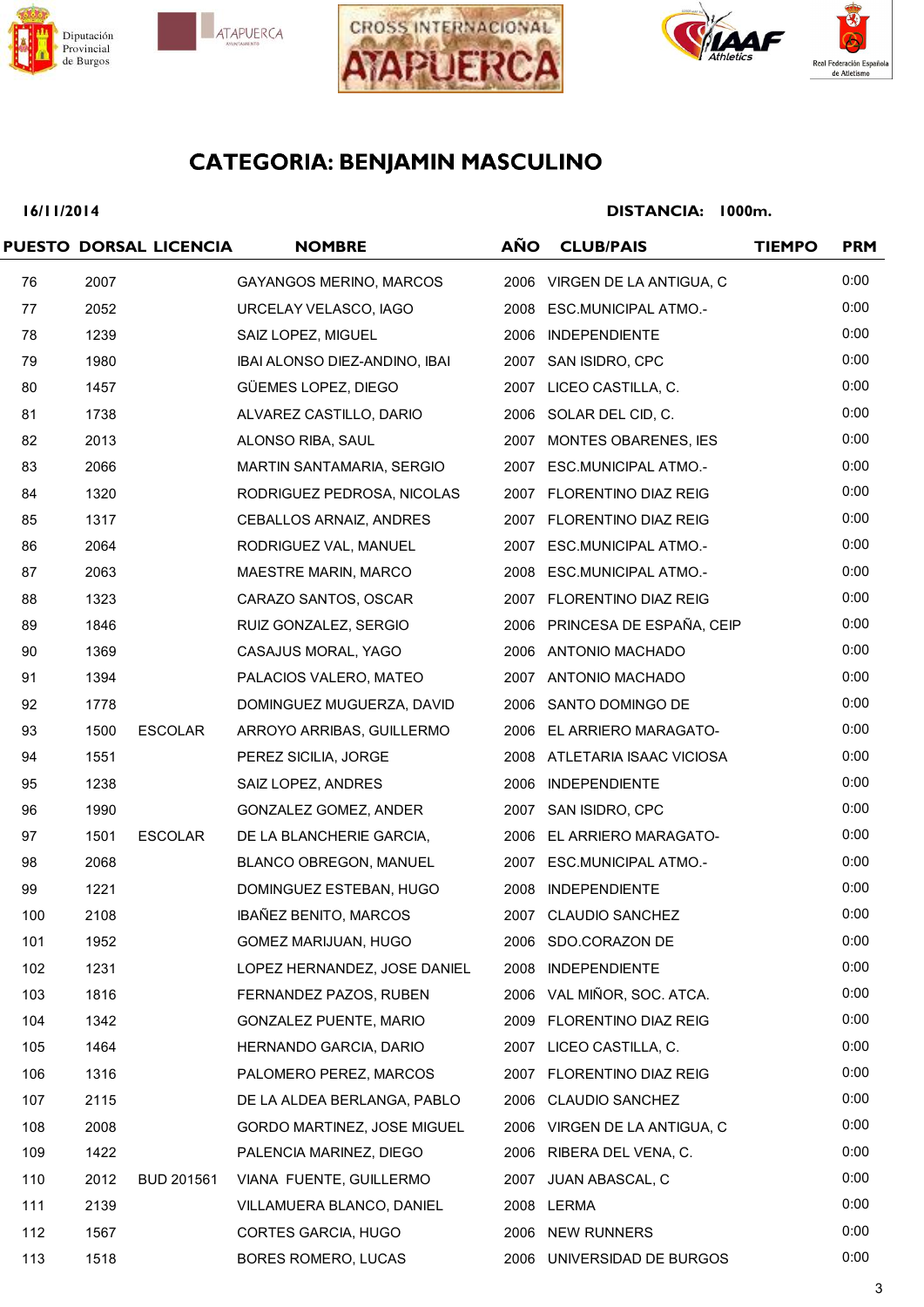# CATEGORIA: BENJAMIN MASCULINO

**16/11/2014** **DISTANCIA: 1000m.**

| PUESTO | DORSAL | LICENCIA | NOMBRE | AÑO | CLUB/PAIS | TIEMPO | PRM |
|---|---|---|---|---|---|---|---|
| 76 | 2007 | | GAYANGOS MERINO, MARCOS | 2006 | VIRGEN DE LA ANTIGUA, C | | 0:00 |
| 77 | 2052 | | URCELAY VELASCO, IAGO | 2008 | ESC.MUNICIPAL ATMO.- | | 0:00 |
| 78 | 1239 | | SAIZ LOPEZ, MIGUEL | 2006 | INDEPENDIENTE | | 0:00 |
| 79 | 1980 | | IBAI ALONSO DIEZ-ANDINO, IBAI | 2007 | SAN ISIDRO, CPC | | 0:00 |
| 80 | 1457 | | GÜEMES LOPEZ, DIEGO | 2007 | LICEO CASTILLA, C. | | 0:00 |
| 81 | 1738 | | ALVAREZ CASTILLO, DARIO | 2006 | SOLAR DEL CID, C. | | 0:00 |
| 82 | 2013 | | ALONSO RIBA, SAUL | 2007 | MONTES OBARENES, IES | | 0:00 |
| 83 | 2066 | | MARTIN SANTAMARIA, SERGIO | 2007 | ESC.MUNICIPAL ATMO.- | | 0:00 |
| 84 | 1320 | | RODRIGUEZ PEDROSA, NICOLAS | 2007 | FLORENTINO DIAZ REIG | | 0:00 |
| 85 | 1317 | | CEBALLOS ARNAIZ, ANDRES | 2007 | FLORENTINO DIAZ REIG | | 0:00 |
| 86 | 2064 | | RODRIGUEZ VAL, MANUEL | 2007 | ESC.MUNICIPAL ATMO.- | | 0:00 |
| 87 | 2063 | | MAESTRE MARIN, MARCO | 2008 | ESC.MUNICIPAL ATMO.- | | 0:00 |
| 88 | 1323 | | CARAZO SANTOS, OSCAR | 2007 | FLORENTINO DIAZ REIG | | 0:00 |
| 89 | 1846 | | RUIZ GONZALEZ, SERGIO | 2006 | PRINCESA DE ESPAÑA, CEIP | | 0:00 |
| 90 | 1369 | | CASAJUS MORAL, YAGO | 2006 | ANTONIO MACHADO | | 0:00 |
| 91 | 1394 | | PALACIOS VALERO, MATEO | 2007 | ANTONIO MACHADO | | 0:00 |
| 92 | 1778 | | DOMINGUEZ MUGUERZA, DAVID | 2006 | SANTO DOMINGO DE | | 0:00 |
| 93 | 1500 | ESCOLAR | ARROYO ARRIBAS, GUILLERMO | 2006 | EL ARRIERO MARAGATO- | | 0:00 |
| 94 | 1551 | | PEREZ SICILIA, JORGE | 2008 | ATLETARIA ISAAC VICIOSA | | 0:00 |
| 95 | 1238 | | SAIZ LOPEZ, ANDRES | 2006 | INDEPENDIENTE | | 0:00 |
| 96 | 1990 | | GONZALEZ GOMEZ, ANDER | 2007 | SAN ISIDRO, CPC | | 0:00 |
| 97 | 1501 | ESCOLAR | DE LA BLANCHERIE GARCIA, | 2006 | EL ARRIERO MARAGATO- | | 0:00 |
| 98 | 2068 | | BLANCO OBREGON, MANUEL | 2007 | ESC.MUNICIPAL ATMO.- | | 0:00 |
| 99 | 1221 | | DOMINGUEZ ESTEBAN, HUGO | 2008 | INDEPENDIENTE | | 0:00 |
| 100 | 2108 | | IBAÑEZ BENITO, MARCOS | 2007 | CLAUDIO SANCHEZ | | 0:00 |
| 101 | 1952 | | GOMEZ MARIJUAN, HUGO | 2006 | SDO.CORAZON DE | | 0:00 |
| 102 | 1231 | | LOPEZ HERNANDEZ, JOSE DANIEL | 2008 | INDEPENDIENTE | | 0:00 |
| 103 | 1816 | | FERNANDEZ PAZOS, RUBEN | 2006 | VAL MIÑOR, SOC. ATCA. | | 0:00 |
| 104 | 1342 | | GONZALEZ PUENTE, MARIO | 2009 | FLORENTINO DIAZ REIG | | 0:00 |
| 105 | 1464 | | HERNANDO GARCIA, DARIO | 2007 | LICEO CASTILLA, C. | | 0:00 |
| 106 | 1316 | | PALOMERO PEREZ, MARCOS | 2007 | FLORENTINO DIAZ REIG | | 0:00 |
| 107 | 2115 | | DE LA ALDEA BERLANGA, PABLO | 2006 | CLAUDIO SANCHEZ | | 0:00 |
| 108 | 2008 | | GORDO MARTINEZ, JOSE MIGUEL | 2006 | VIRGEN DE LA ANTIGUA, C | | 0:00 |
| 109 | 1422 | | PALENCIA MARINEZ, DIEGO | 2006 | RIBERA DEL VENA, C. | | 0:00 |
| 110 | 2012 | BUD 201561 | VIANA FUENTE, GUILLERMO | 2007 | JUAN ABASCAL, C | | 0:00 |
| 111 | 2139 | | VILLAMUERA BLANCO, DANIEL | 2008 | LERMA | | 0:00 |
| 112 | 1567 | | CORTES GARCIA, HUGO | 2006 | NEW RUNNERS | | 0:00 |
| 113 | 1518 | | BORES ROMERO, LUCAS | 2006 | UNIVERSIDAD DE BURGOS | | 0:00 |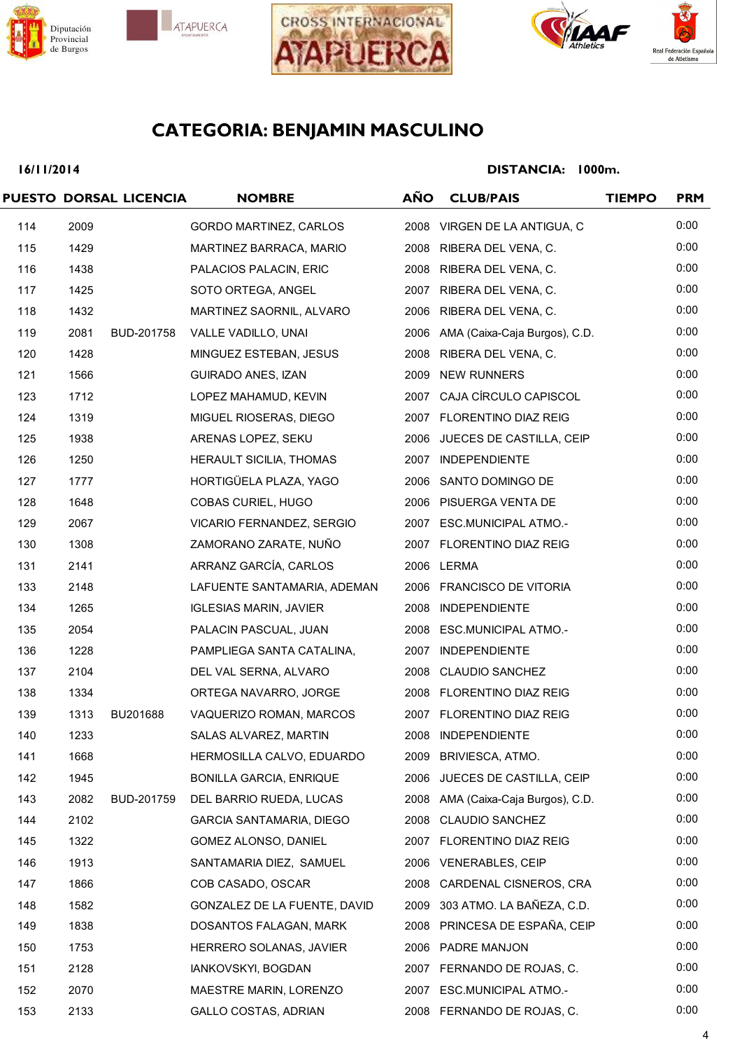## CATEGORIA: BENJAMIN MASCULINO

**16/11/2014** **DISTANCIA: 1000m.**

| PUESTO | DORSAL | LICENCIA | NOMBRE | AÑO | CLUB/PAIS | TIEMPO | PRM |
|---|---|---|---|---|---|---|---|
| 114 | 2009 | | GORDO MARTINEZ, CARLOS | 2008 | VIRGEN DE LA ANTIGUA, C | | 0:00 |
| 115 | 1429 | | MARTINEZ BARRACA, MARIO | 2008 | RIBERA DEL VENA, C. | | 0:00 |
| 116 | 1438 | | PALACIOS PALACIN, ERIC | 2008 | RIBERA DEL VENA, C. | | 0:00 |
| 117 | 1425 | | SOTO ORTEGA, ANGEL | 2007 | RIBERA DEL VENA, C. | | 0:00 |
| 118 | 1432 | | MARTINEZ SAORNIL, ALVARO | 2006 | RIBERA DEL VENA, C. | | 0:00 |
| 119 | 2081 | BUD-201758 | VALLE VADILLO, UNAI | 2006 | AMA (Caixa-Caja Burgos), C.D. | | 0:00 |
| 120 | 1428 | | MINGUEZ ESTEBAN, JESUS | 2008 | RIBERA DEL VENA, C. | | 0:00 |
| 121 | 1566 | | GUIRADO ANES, IZAN | 2009 | NEW RUNNERS | | 0:00 |
| 123 | 1712 | | LOPEZ MAHAMUD, KEVIN | 2007 | CAJA CÍRCULO CAPISCOL | | 0:00 |
| 124 | 1319 | | MIGUEL RIOSERAS, DIEGO | 2007 | FLORENTINO DIAZ REIG | | 0:00 |
| 125 | 1938 | | ARENAS LOPEZ, SEKU | 2006 | JUECES DE CASTILLA, CEIP | | 0:00 |
| 126 | 1250 | | HERAULT SICILIA, THOMAS | 2007 | INDEPENDIENTE | | 0:00 |
| 127 | 1777 | | HORTIGÜELA PLAZA, YAGO | 2006 | SANTO DOMINGO DE | | 0:00 |
| 128 | 1648 | | COBAS CURIEL, HUGO | 2006 | PISUERGA VENTA DE | | 0:00 |
| 129 | 2067 | | VICARIO FERNANDEZ, SERGIO | 2007 | ESC.MUNICIPAL ATMO.- | | 0:00 |
| 130 | 1308 | | ZAMORANO ZARATE, NUÑO | 2007 | FLORENTINO DIAZ REIG | | 0:00 |
| 131 | 2141 | | ARRANZ GARCÍA, CARLOS | 2006 | LERMA | | 0:00 |
| 133 | 2148 | | LAFUENTE SANTAMARIA, ADEMAN | 2006 | FRANCISCO DE VITORIA | | 0:00 |
| 134 | 1265 | | IGLESIAS MARIN, JAVIER | 2008 | INDEPENDIENTE | | 0:00 |
| 135 | 2054 | | PALACIN PASCUAL, JUAN | 2008 | ESC.MUNICIPAL ATMO.- | | 0:00 |
| 136 | 1228 | | PAMPLIEGA SANTA CATALINA, | 2007 | INDEPENDIENTE | | 0:00 |
| 137 | 2104 | | DEL VAL SERNA, ALVARO | 2008 | CLAUDIO SANCHEZ | | 0:00 |
| 138 | 1334 | | ORTEGA NAVARRO, JORGE | 2008 | FLORENTINO DIAZ REIG | | 0:00 |
| 139 | 1313 | BU201688 | VAQUERIZO ROMAN, MARCOS | 2007 | FLORENTINO DIAZ REIG | | 0:00 |
| 140 | 1233 | | SALAS ALVAREZ, MARTIN | 2008 | INDEPENDIENTE | | 0:00 |
| 141 | 1668 | | HERMOSILLA CALVO, EDUARDO | 2009 | BRIVIESCA, ATMO. | | 0:00 |
| 142 | 1945 | | BONILLA GARCIA, ENRIQUE | 2006 | JUECES DE CASTILLA, CEIP | | 0:00 |
| 143 | 2082 | BUD-201759 | DEL BARRIO RUEDA, LUCAS | 2008 | AMA (Caixa-Caja Burgos), C.D. | | 0:00 |
| 144 | 2102 | | GARCIA SANTAMARIA, DIEGO | 2008 | CLAUDIO SANCHEZ | | 0:00 |
| 145 | 1322 | | GOMEZ ALONSO, DANIEL | 2007 | FLORENTINO DIAZ REIG | | 0:00 |
| 146 | 1913 | | SANTAMARIA DIEZ, SAMUEL | 2006 | VENERABLES, CEIP | | 0:00 |
| 147 | 1866 | | COB CASADO, OSCAR | 2008 | CARDENAL CISNEROS, CRA | | 0:00 |
| 148 | 1582 | | GONZALEZ DE LA FUENTE, DAVID | 2009 | 303 ATMO. LA BAÑEZA, C.D. | | 0:00 |
| 149 | 1838 | | DOSANTOS FALAGAN, MARK | 2008 | PRINCESA DE ESPAÑA, CEIP | | 0:00 |
| 150 | 1753 | | HERRERO SOLANAS, JAVIER | 2006 | PADRE MANJON | | 0:00 |
| 151 | 2128 | | IANKOVSKYI, BOGDAN | 2007 | FERNANDO DE ROJAS, C. | | 0:00 |
| 152 | 2070 | | MAESTRE MARIN, LORENZO | 2007 | ESC.MUNICIPAL ATMO.- | | 0:00 |
| 153 | 2133 | | GALLO COSTAS, ADRIAN | 2008 | FERNANDO DE ROJAS, C. | | 0:00 |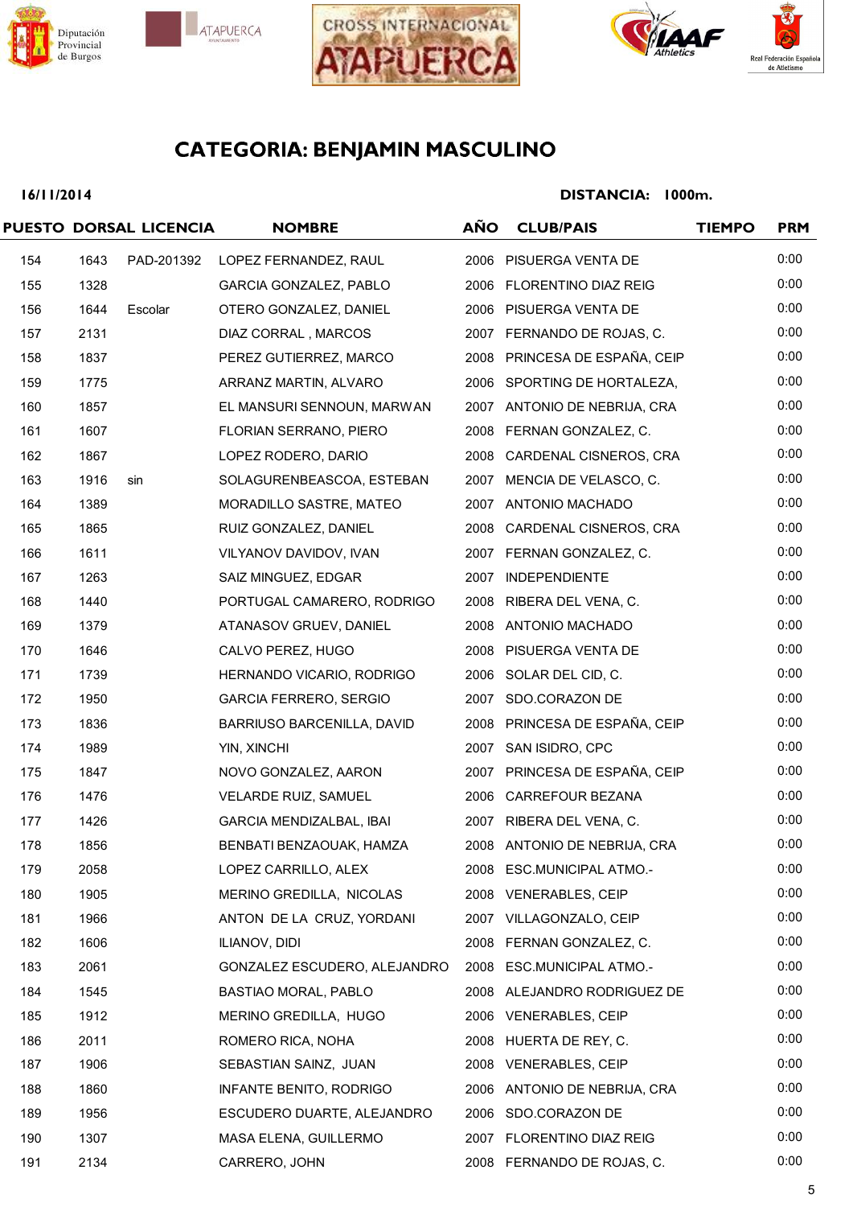# CATEGORIA: BENJAMIN MASCULINO

**16/11/2014** **DISTANCIA: 1000m.**

| PUESTO | DORSAL | LICENCIA | NOMBRE | AÑO | CLUB/PAIS | TIEMPO | PRM |
|---|---|---|---|---|---|---|---|
| 154 | 1643 | PAD-201392 | LOPEZ FERNANDEZ, RAUL | 2006 | PISUERGA VENTA DE | | 0:00 |
| 155 | 1328 | | GARCIA GONZALEZ, PABLO | 2006 | FLORENTINO DIAZ REIG | | 0:00 |
| 156 | 1644 | Escolar | OTERO GONZALEZ, DANIEL | 2006 | PISUERGA VENTA DE | | 0:00 |
| 157 | 2131 | | DIAZ CORRAL , MARCOS | 2007 | FERNANDO DE ROJAS, C. | | 0:00 |
| 158 | 1837 | | PEREZ GUTIERREZ, MARCO | 2008 | PRINCESA DE ESPAÑA, CEIP | | 0:00 |
| 159 | 1775 | | ARRANZ MARTIN, ALVARO | 2006 | SPORTING DE HORTALEZA, | | 0:00 |
| 160 | 1857 | | EL MANSURI SENNOUN, MARWAN | 2007 | ANTONIO DE NEBRIJA, CRA | | 0:00 |
| 161 | 1607 | | FLORIAN SERRANO, PIERO | 2008 | FERNAN GONZALEZ, C. | | 0:00 |
| 162 | 1867 | | LOPEZ RODERO, DARIO | 2008 | CARDENAL CISNEROS, CRA | | 0:00 |
| 163 | 1916 | sin | SOLAGURENBEASCOA, ESTEBAN | 2007 | MENCIA DE VELASCO, C. | | 0:00 |
| 164 | 1389 | | MORADILLO SASTRE, MATEO | 2007 | ANTONIO MACHADO | | 0:00 |
| 165 | 1865 | | RUIZ GONZALEZ, DANIEL | 2008 | CARDENAL CISNEROS, CRA | | 0:00 |
| 166 | 1611 | | VILYANOV DAVIDOV, IVAN | 2007 | FERNAN GONZALEZ, C. | | 0:00 |
| 167 | 1263 | | SAIZ MINGUEZ, EDGAR | 2007 | INDEPENDIENTE | | 0:00 |
| 168 | 1440 | | PORTUGAL CAMARERO, RODRIGO | 2008 | RIBERA DEL VENA, C. | | 0:00 |
| 169 | 1379 | | ATANASOV GRUEV, DANIEL | 2008 | ANTONIO MACHADO | | 0:00 |
| 170 | 1646 | | CALVO PEREZ, HUGO | 2008 | PISUERGA VENTA DE | | 0:00 |
| 171 | 1739 | | HERNANDO VICARIO, RODRIGO | 2006 | SOLAR DEL CID, C. | | 0:00 |
| 172 | 1950 | | GARCIA FERRERO, SERGIO | 2007 | SDO.CORAZON DE | | 0:00 |
| 173 | 1836 | | BARRIUSO BARCENILLA, DAVID | 2008 | PRINCESA DE ESPAÑA, CEIP | | 0:00 |
| 174 | 1989 | | YIN, XINCHI | 2007 | SAN ISIDRO, CPC | | 0:00 |
| 175 | 1847 | | NOVO GONZALEZ, AARON | 2007 | PRINCESA DE ESPAÑA, CEIP | | 0:00 |
| 176 | 1476 | | VELARDE RUIZ, SAMUEL | 2006 | CARREFOUR BEZANA | | 0:00 |
| 177 | 1426 | | GARCIA MENDIZALBAL, IBAI | 2007 | RIBERA DEL VENA, C. | | 0:00 |
| 178 | 1856 | | BENBATI BENZAOUAK, HAMZA | 2008 | ANTONIO DE NEBRIJA, CRA | | 0:00 |
| 179 | 2058 | | LOPEZ CARRILLO, ALEX | 2008 | ESC.MUNICIPAL ATMO.- | | 0:00 |
| 180 | 1905 | | MERINO GREDILLA, NICOLAS | 2008 | VENERABLES, CEIP | | 0:00 |
| 181 | 1966 | | ANTON DE LA CRUZ, YORDANI | 2007 | VILLAGONZALO, CEIP | | 0:00 |
| 182 | 1606 | | ILIANOV, DIDI | 2008 | FERNAN GONZALEZ, C. | | 0:00 |
| 183 | 2061 | | GONZALEZ ESCUDERO, ALEJANDRO | 2008 | ESC.MUNICIPAL ATMO.- | | 0:00 |
| 184 | 1545 | | BASTIAO MORAL, PABLO | 2008 | ALEJANDRO RODRIGUEZ DE | | 0:00 |
| 185 | 1912 | | MERINO GREDILLA, HUGO | 2006 | VENERABLES, CEIP | | 0:00 |
| 186 | 2011 | | ROMERO RICA, NOHA | 2008 | HUERTA DE REY, C. | | 0:00 |
| 187 | 1906 | | SEBASTIAN SAINZ, JUAN | 2008 | VENERABLES, CEIP | | 0:00 |
| 188 | 1860 | | INFANTE BENITO, RODRIGO | 2006 | ANTONIO DE NEBRIJA, CRA | | 0:00 |
| 189 | 1956 | | ESCUDERO DUARTE, ALEJANDRO | 2006 | SDO.CORAZON DE | | 0:00 |
| 190 | 1307 | | MASA ELENA, GUILLERMO | 2007 | FLORENTINO DIAZ REIG | | 0:00 |
| 191 | 2134 | | CARRERO, JOHN | 2008 | FERNANDO DE ROJAS, C. | | 0:00 |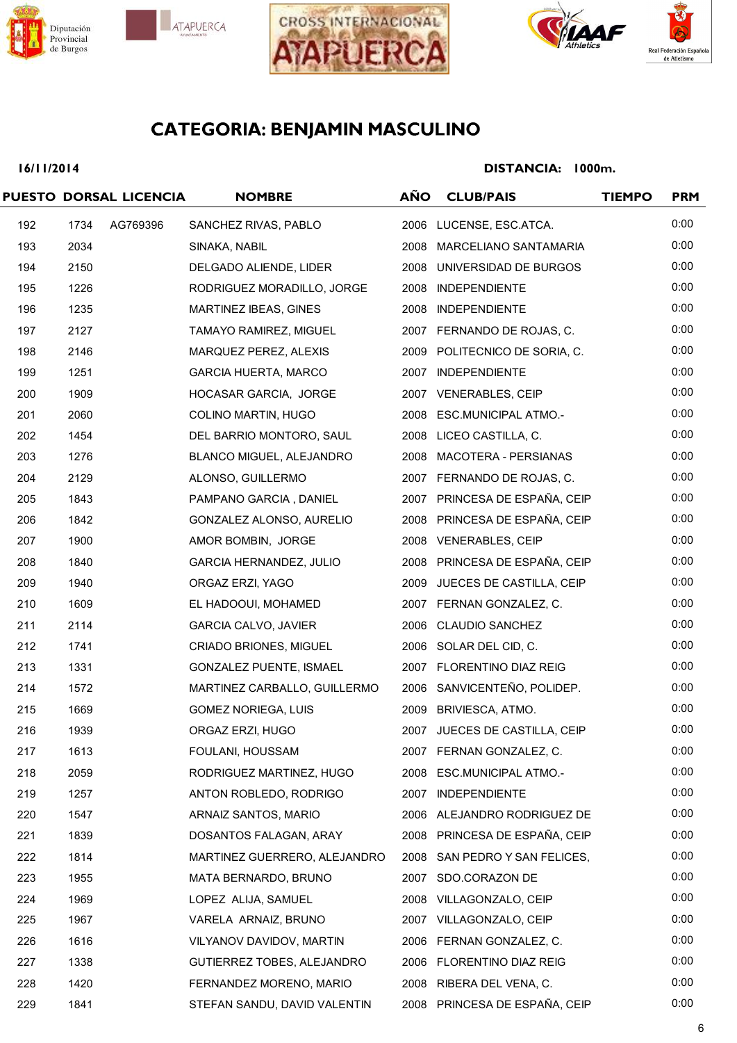# CATEGORIA: BENJAMIN MASCULINO

**16/11/2014** **DISTANCIA: 1000m.**

| PUESTO | DORSAL | LICENCIA | NOMBRE | AÑO | CLUB/PAIS | TIEMPO | PRM |
|---|---|---|---|---|---|---|---|
| 192 | 1734 | AG769396 | SANCHEZ RIVAS, PABLO | 2006 | LUCENSE, ESC.ATCA. | | 0:00 |
| 193 | 2034 | | SINAKA, NABIL | 2008 | MARCELIANO SANTAMARIA | | 0:00 |
| 194 | 2150 | | DELGADO ALIENDE, LIDER | 2008 | UNIVERSIDAD DE BURGOS | | 0:00 |
| 195 | 1226 | | RODRIGUEZ MORADILLO, JORGE | 2008 | INDEPENDIENTE | | 0:00 |
| 196 | 1235 | | MARTINEZ IBEAS, GINES | 2008 | INDEPENDIENTE | | 0:00 |
| 197 | 2127 | | TAMAYO RAMIREZ, MIGUEL | 2007 | FERNANDO DE ROJAS, C. | | 0:00 |
| 198 | 2146 | | MARQUEZ PEREZ, ALEXIS | 2009 | POLITECNICO DE SORIA, C. | | 0:00 |
| 199 | 1251 | | GARCIA HUERTA, MARCO | 2007 | INDEPENDIENTE | | 0:00 |
| 200 | 1909 | | HOCASAR GARCIA, JORGE | 2007 | VENERABLES, CEIP | | 0:00 |
| 201 | 2060 | | COLINO MARTIN, HUGO | 2008 | ESC.MUNICIPAL ATMO.- | | 0:00 |
| 202 | 1454 | | DEL BARRIO MONTORO, SAUL | 2008 | LICEO CASTILLA, C. | | 0:00 |
| 203 | 1276 | | BLANCO MIGUEL, ALEJANDRO | 2008 | MACOTERA - PERSIANAS | | 0:00 |
| 204 | 2129 | | ALONSO, GUILLERMO | 2007 | FERNANDO DE ROJAS, C. | | 0:00 |
| 205 | 1843 | | PAMPANO GARCIA , DANIEL | 2007 | PRINCESA DE ESPAÑA, CEIP | | 0:00 |
| 206 | 1842 | | GONZALEZ ALONSO, AURELIO | 2008 | PRINCESA DE ESPAÑA, CEIP | | 0:00 |
| 207 | 1900 | | AMOR BOMBIN, JORGE | 2008 | VENERABLES, CEIP | | 0:00 |
| 208 | 1840 | | GARCIA HERNANDEZ, JULIO | 2008 | PRINCESA DE ESPAÑA, CEIP | | 0:00 |
| 209 | 1940 | | ORGAZ ERZI, YAGO | 2009 | JUECES DE CASTILLA, CEIP | | 0:00 |
| 210 | 1609 | | EL HADOOUI, MOHAMED | 2007 | FERNAN GONZALEZ, C. | | 0:00 |
| 211 | 2114 | | GARCIA CALVO, JAVIER | 2006 | CLAUDIO SANCHEZ | | 0:00 |
| 212 | 1741 | | CRIADO BRIONES, MIGUEL | 2006 | SOLAR DEL CID, C. | | 0:00 |
| 213 | 1331 | | GONZALEZ PUENTE, ISMAEL | 2007 | FLORENTINO DIAZ REIG | | 0:00 |
| 214 | 1572 | | MARTINEZ CARBALLO, GUILLERMO | 2006 | SANVICENTEÑO, POLIDEP. | | 0:00 |
| 215 | 1669 | | GOMEZ NORIEGA, LUIS | 2009 | BRIVIESCA, ATMO. | | 0:00 |
| 216 | 1939 | | ORGAZ ERZI, HUGO | 2007 | JUECES DE CASTILLA, CEIP | | 0:00 |
| 217 | 1613 | | FOULANI, HOUSSAM | 2007 | FERNAN GONZALEZ, C. | | 0:00 |
| 218 | 2059 | | RODRIGUEZ MARTINEZ, HUGO | 2008 | ESC.MUNICIPAL ATMO.- | | 0:00 |
| 219 | 1257 | | ANTON ROBLEDO, RODRIGO | 2007 | INDEPENDIENTE | | 0:00 |
| 220 | 1547 | | ARNAIZ SANTOS, MARIO | 2006 | ALEJANDRO RODRIGUEZ DE | | 0:00 |
| 221 | 1839 | | DOSANTOS FALAGAN, ARAY | 2008 | PRINCESA DE ESPAÑA, CEIP | | 0:00 |
| 222 | 1814 | | MARTINEZ GUERRERO, ALEJANDRO | 2008 | SAN PEDRO Y SAN FELICES, | | 0:00 |
| 223 | 1955 | | MATA BERNARDO, BRUNO | 2007 | SDO.CORAZON DE | | 0:00 |
| 224 | 1969 | | LOPEZ ALIJA, SAMUEL | 2008 | VILLAGONZALO, CEIP | | 0:00 |
| 225 | 1967 | | VARELA ARNAIZ, BRUNO | 2007 | VILLAGONZALO, CEIP | | 0:00 |
| 226 | 1616 | | VILYANOV DAVIDOV, MARTIN | 2006 | FERNAN GONZALEZ, C. | | 0:00 |
| 227 | 1338 | | GUTIERREZ TOBES, ALEJANDRO | 2006 | FLORENTINO DIAZ REIG | | 0:00 |
| 228 | 1420 | | FERNANDEZ MORENO, MARIO | 2008 | RIBERA DEL VENA, C. | | 0:00 |
| 229 | 1841 | | STEFAN SANDU, DAVID VALENTIN | 2008 | PRINCESA DE ESPAÑA, CEIP | | 0:00 |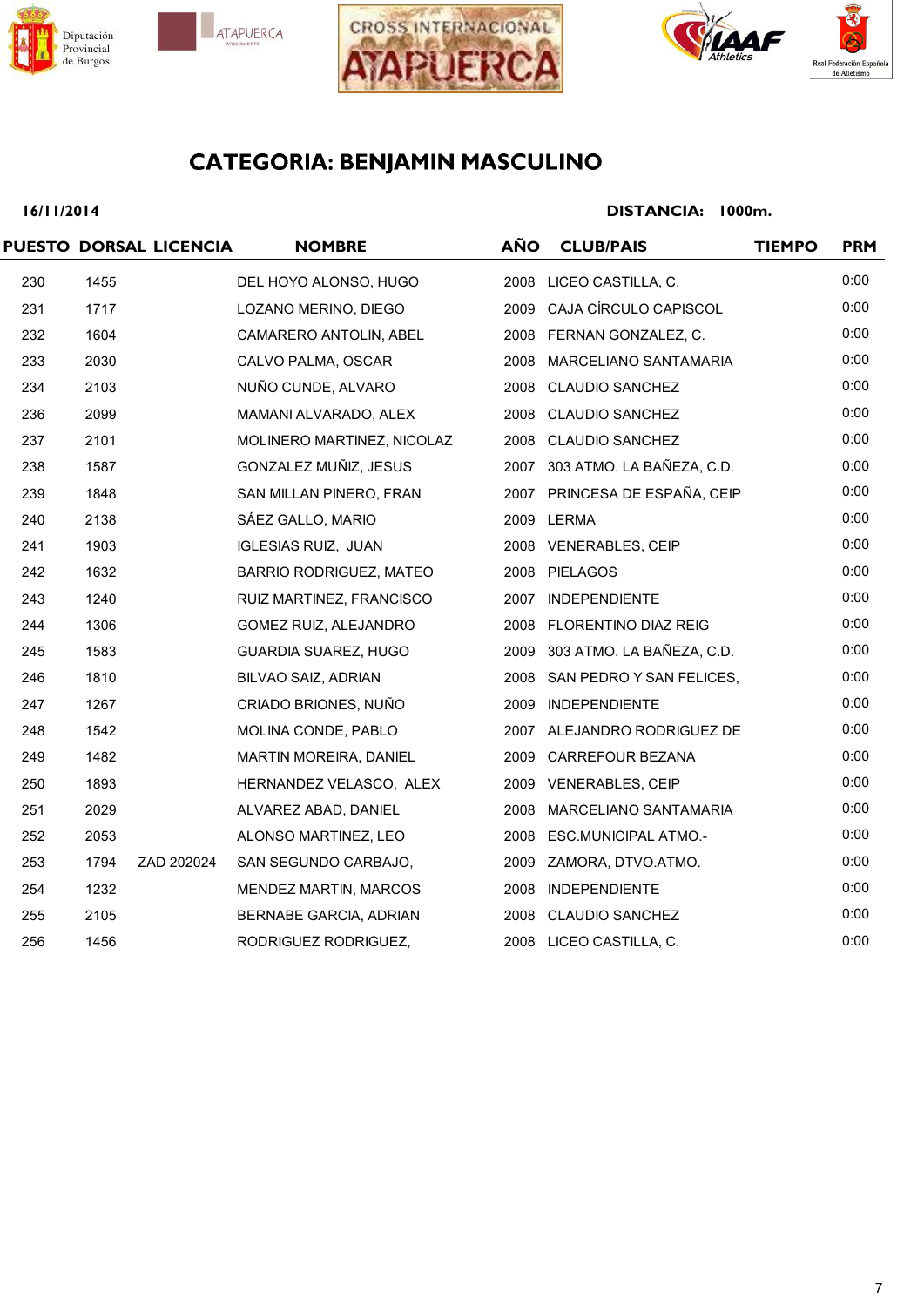# CATEGORIA: BENJAMIN MASCULINO

**16/11/2014** **DISTANCIA: 1000m.**

| PUESTO | DORSAL | LICENCIA | NOMBRE | AÑO | CLUB/PAIS | TIEMPO | PRM |
|---|---|---|---|---|---|---|---|
| 230 | 1455 | | DEL HOYO ALONSO, HUGO | 2008 | LICEO CASTILLA, C. | | 0:00 |
| 231 | 1717 | | LOZANO MERINO, DIEGO | 2009 | CAJA CÍRCULO CAPISCOL | | 0:00 |
| 232 | 1604 | | CAMARERO ANTOLIN, ABEL | 2008 | FERNAN GONZALEZ, C. | | 0:00 |
| 233 | 2030 | | CALVO PALMA, OSCAR | 2008 | MARCELIANO SANTAMARIA | | 0:00 |
| 234 | 2103 | | NUÑO CUNDE, ALVARO | 2008 | CLAUDIO SANCHEZ | | 0:00 |
| 236 | 2099 | | MAMANI ALVARADO, ALEX | 2008 | CLAUDIO SANCHEZ | | 0:00 |
| 237 | 2101 | | MOLINERO MARTINEZ, NICOLAZ | 2008 | CLAUDIO SANCHEZ | | 0:00 |
| 238 | 1587 | | GONZALEZ MUÑIZ, JESUS | 2007 | 303 ATMO. LA BAÑEZA, C.D. | | 0:00 |
| 239 | 1848 | | SAN MILLAN PINERO, FRAN | 2007 | PRINCESA DE ESPAÑA, CEIP | | 0:00 |
| 240 | 2138 | | SÁEZ GALLO, MARIO | 2009 | LERMA | | 0:00 |
| 241 | 1903 | | IGLESIAS RUIZ, JUAN | 2008 | VENERABLES, CEIP | | 0:00 |
| 242 | 1632 | | BARRIO RODRIGUEZ, MATEO | 2008 | PIELAGOS | | 0:00 |
| 243 | 1240 | | RUIZ MARTINEZ, FRANCISCO | 2007 | INDEPENDIENTE | | 0:00 |
| 244 | 1306 | | GOMEZ RUIZ, ALEJANDRO | 2008 | FLORENTINO DIAZ REIG | | 0:00 |
| 245 | 1583 | | GUARDIA SUAREZ, HUGO | 2009 | 303 ATMO. LA BAÑEZA, C.D. | | 0:00 |
| 246 | 1810 | | BILVAO SAIZ, ADRIAN | 2008 | SAN PEDRO Y SAN FELICES, | | 0:00 |
| 247 | 1267 | | CRIADO BRIONES, NUÑO | 2009 | INDEPENDIENTE | | 0:00 |
| 248 | 1542 | | MOLINA CONDE, PABLO | 2007 | ALEJANDRO RODRIGUEZ DE | | 0:00 |
| 249 | 1482 | | MARTIN MOREIRA, DANIEL | 2009 | CARREFOUR BEZANA | | 0:00 |
| 250 | 1893 | | HERNANDEZ VELASCO, ALEX | 2009 | VENERABLES, CEIP | | 0:00 |
| 251 | 2029 | | ALVAREZ ABAD, DANIEL | 2008 | MARCELIANO SANTAMARIA | | 0:00 |
| 252 | 2053 | | ALONSO MARTINEZ, LEO | 2008 | ESC.MUNICIPAL ATMO.- | | 0:00 |
| 253 | 1794 | ZAD 202024 | SAN SEGUNDO CARBAJO, | 2009 | ZAMORA, DTVO.ATMO. | | 0:00 |
| 254 | 1232 | | MENDEZ MARTIN, MARCOS | 2008 | INDEPENDIENTE | | 0:00 |
| 255 | 2105 | | BERNABE GARCIA, ADRIAN | 2008 | CLAUDIO SANCHEZ | | 0:00 |
| 256 | 1456 | | RODRIGUEZ RODRIGUEZ, | 2008 | LICEO CASTILLA, C. | | 0:00 |